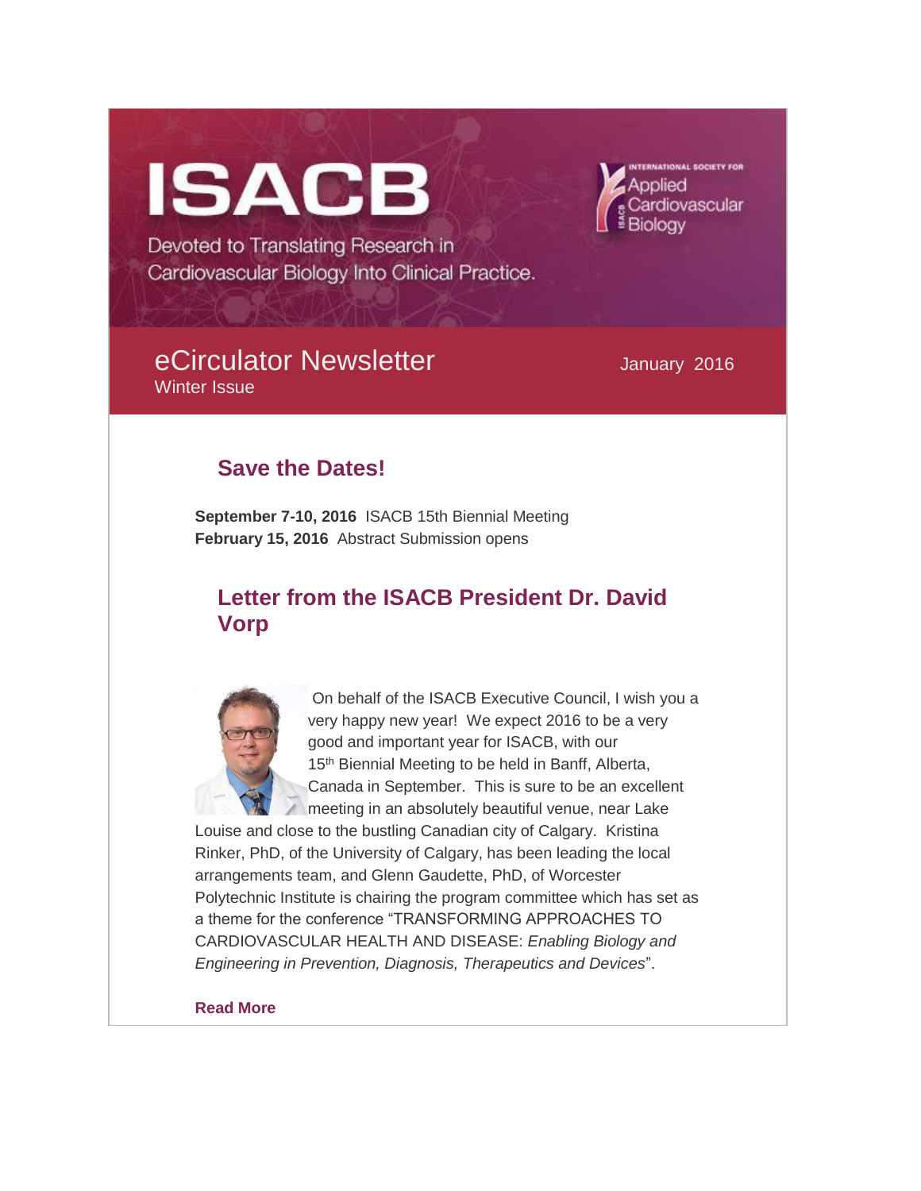# ISACB

Devoted to Translating Research in Cardiovascular Biology Into Clinical Practice.

INTERNATIONAL SOCIETY FOR Applied Cardiovascular Biology

## eCirculator Newsletter

Winter Issue

January 2016

## Save the Dates!

**September 7-10, 2016** ISACB 15th Biennial Meeting
**February 15, 2016** Abstract Submission opens

## Letter from the ISACB President Dr. David Vorp

On behalf of the ISACB Executive Council, I wish you a very happy new year! We expect 2016 to be a very good and important year for ISACB, with our 15th Biennial Meeting to be held in Banff, Alberta, Canada in September. This is sure to be an excellent meeting in an absolutely beautiful venue, near Lake Louise and close to the bustling Canadian city of Calgary. Kristina Rinker, PhD, of the University of Calgary, has been leading the local arrangements team, and Glenn Gaudette, PhD, of Worcester Polytechnic Institute is chairing the program committee which has set as a theme for the conference "TRANSFORMING APPROACHES TO CARDIOVASCULAR HEALTH AND DISEASE: *Enabling Biology and Engineering in Prevention, Diagnosis, Therapeutics and Devices*".

**Read More**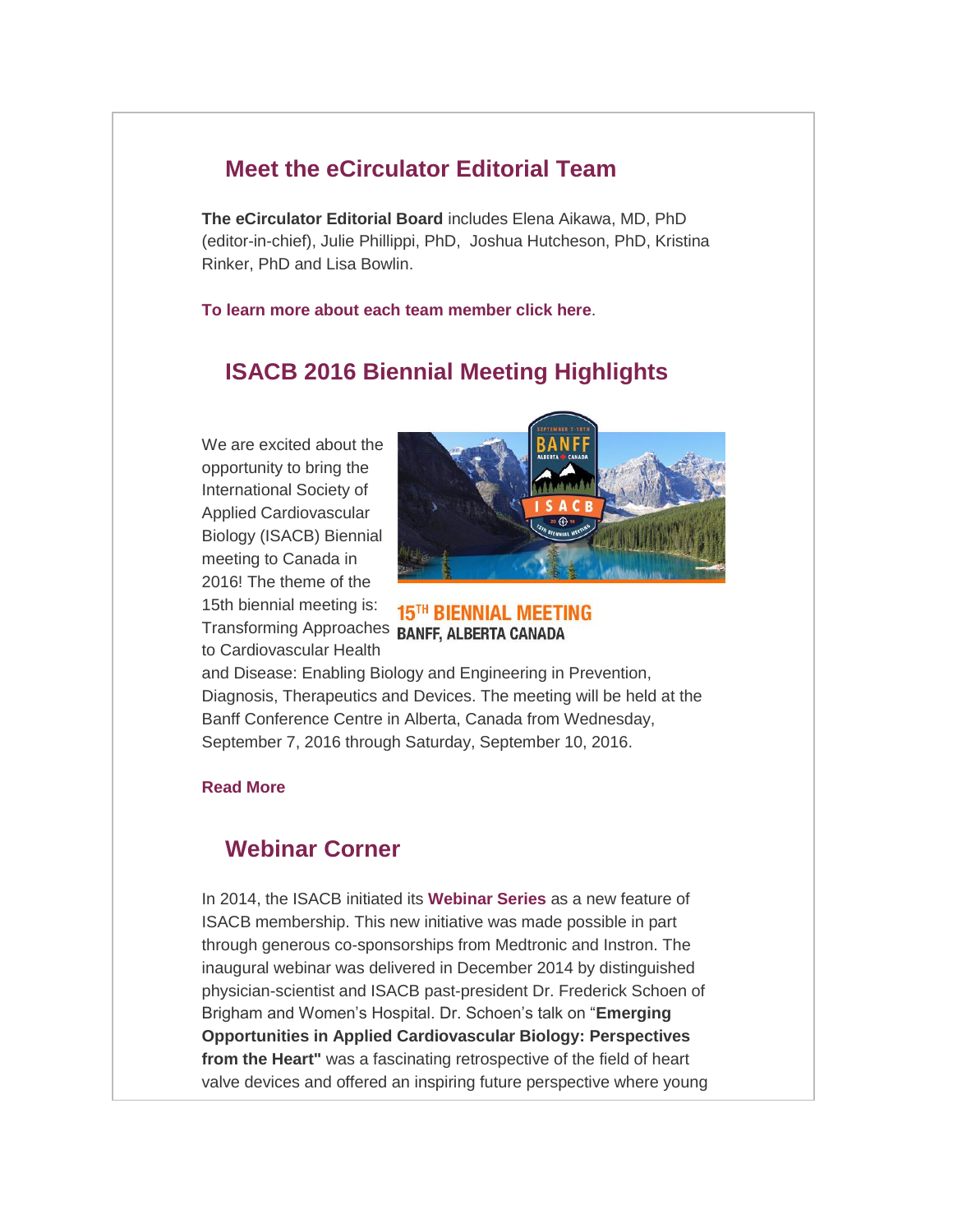## Meet the eCirculator Editorial Team

**The eCirculator Editorial Board** includes Elena Aikawa, MD, PhD (editor-in-chief), Julie Phillippi, PhD, Joshua Hutcheson, PhD, Kristina Rinker, PhD and Lisa Bowlin.

**To learn more about each team member click here**.

## ISACB 2016 Biennial Meeting Highlights

We are excited about the opportunity to bring the International Society of Applied Cardiovascular Biology (ISACB) Biennial meeting to Canada in 2016! The theme of the 15th biennial meeting is: Transforming Approaches to Cardiovascular Health and Disease: Enabling Biology and Engineering in Prevention, Diagnosis, Therapeutics and Devices. The meeting will be held at the Banff Conference Centre in Alberta, Canada from Wednesday, September 7, 2016 through Saturday, September 10, 2016.

15TH BIENNIAL MEETING
BANFF, ALBERTA CANADA

**Read More**

## Webinar Corner

In 2014, the ISACB initiated its **Webinar Series** as a new feature of ISACB membership. This new initiative was made possible in part through generous co-sponsorships from Medtronic and Instron. The inaugural webinar was delivered in December 2014 by distinguished physician-scientist and ISACB past-president Dr. Frederick Schoen of Brigham and Women's Hospital. Dr. Schoen's talk on "**Emerging Opportunities in Applied Cardiovascular Biology: Perspectives from the Heart"** was a fascinating retrospective of the field of heart valve devices and offered an inspiring future perspective where young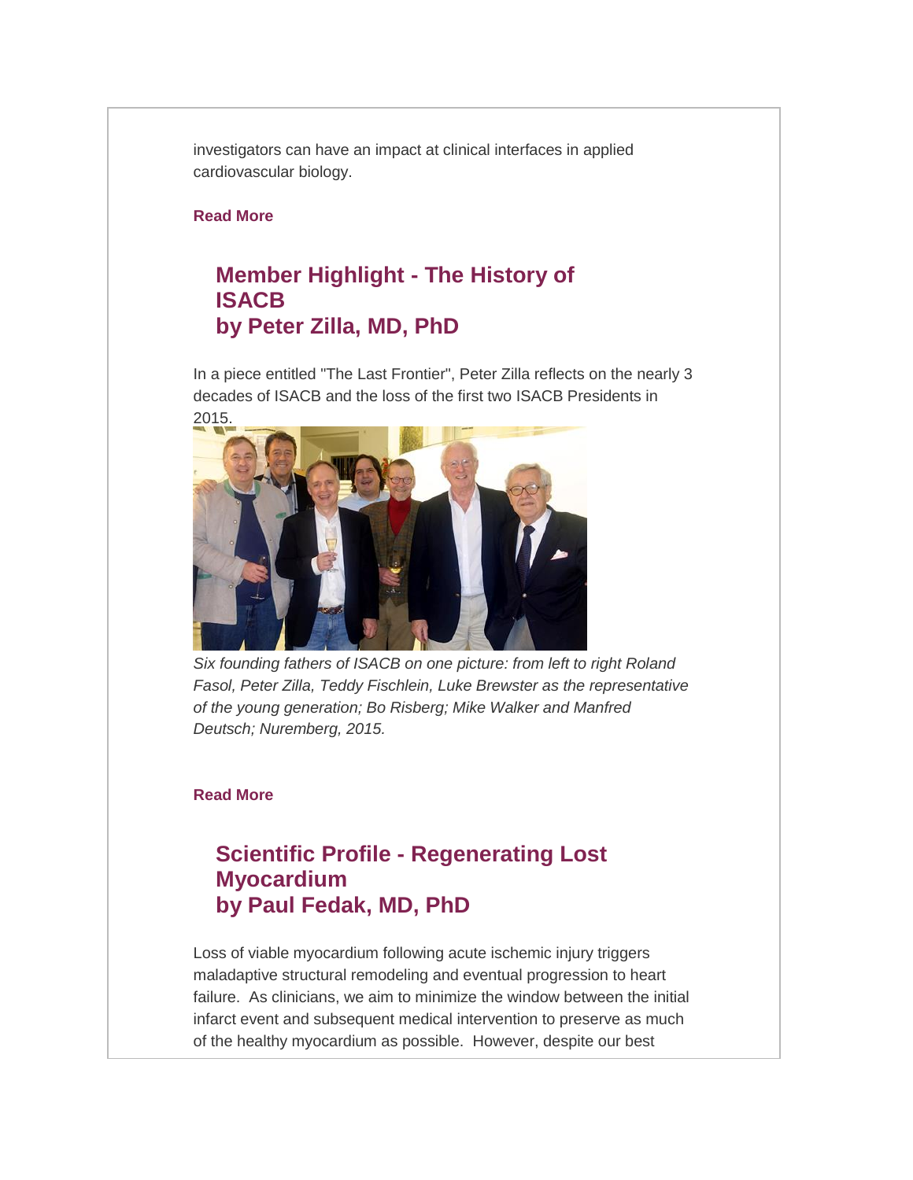investigators can have an impact at clinical interfaces in applied cardiovascular biology.

**Read More**

## Member Highlight - The History of ISACB by Peter Zilla, MD, PhD

In a piece entitled "The Last Frontier", Peter Zilla reflects on the nearly 3 decades of ISACB and the loss of the first two ISACB Presidents in 2015.

*Six founding fathers of ISACB on one picture: from left to right Roland Fasol, Peter Zilla, Teddy Fischlein, Luke Brewster as the representative of the young generation; Bo Risberg; Mike Walker and Manfred Deutsch; Nuremberg, 2015.*

**Read More**

## Scientific Profile - Regenerating Lost Myocardium by Paul Fedak, MD, PhD

Loss of viable myocardium following acute ischemic injury triggers maladaptive structural remodeling and eventual progression to heart failure.  As clinicians, we aim to minimize the window between the initial infarct event and subsequent medical intervention to preserve as much of the healthy myocardium as possible.  However, despite our best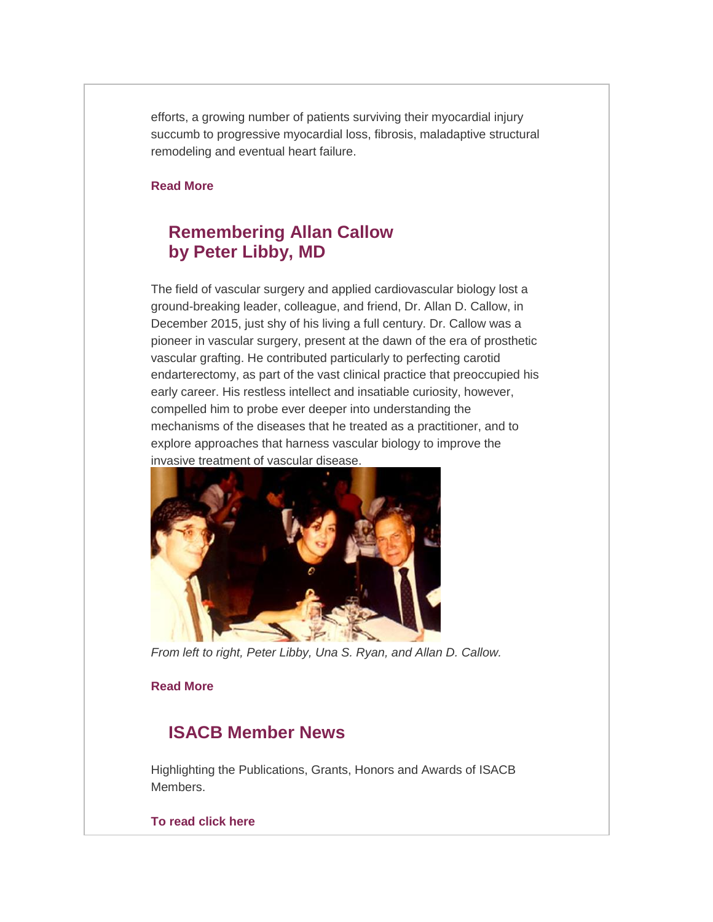efforts, a growing number of patients surviving their myocardial injury succumb to progressive myocardial loss, fibrosis, maladaptive structural remodeling and eventual heart failure.

**Read More**

## Remembering Allan Callow by Peter Libby, MD

The field of vascular surgery and applied cardiovascular biology lost a ground-breaking leader, colleague, and friend, Dr. Allan D. Callow, in December 2015, just shy of his living a full century. Dr. Callow was a pioneer in vascular surgery, present at the dawn of the era of prosthetic vascular grafting. He contributed particularly to perfecting carotid endarterectomy, as part of the vast clinical practice that preoccupied his early career. His restless intellect and insatiable curiosity, however, compelled him to probe ever deeper into understanding the mechanisms of the diseases that he treated as a practitioner, and to explore approaches that harness vascular biology to improve the invasive treatment of vascular disease.

*From left to right, Peter Libby, Una S. Ryan, and Allan D. Callow.*

**Read More**

## ISACB Member News

Highlighting the Publications, Grants, Honors and Awards of ISACB Members.

**To read click here**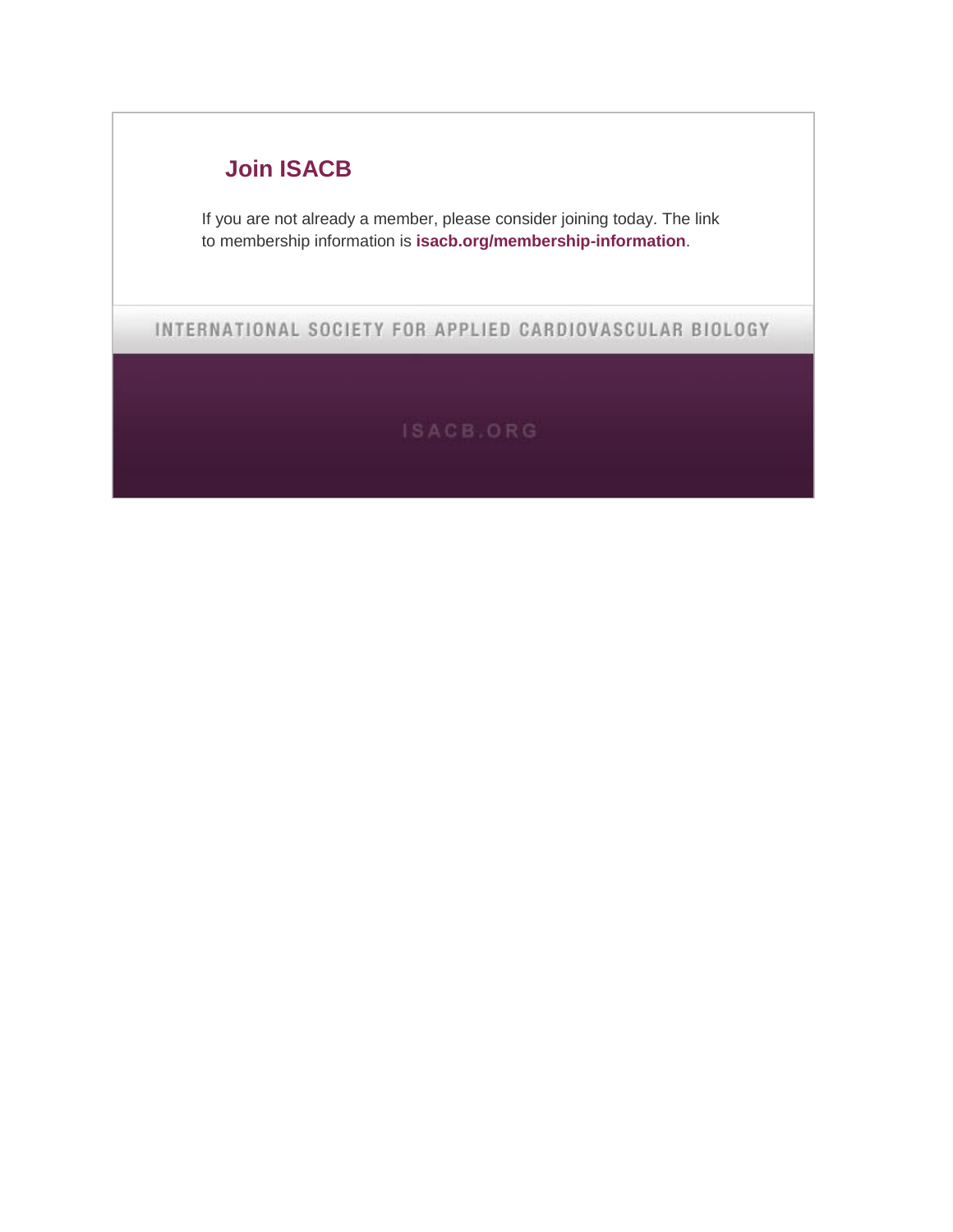## Join ISACB

If you are not already a member, please consider joining today. The link to membership information is **isacb.org/membership-information**.

INTERNATIONAL SOCIETY FOR APPLIED CARDIOVASCULAR BIOLOGY

ISACB.ORG